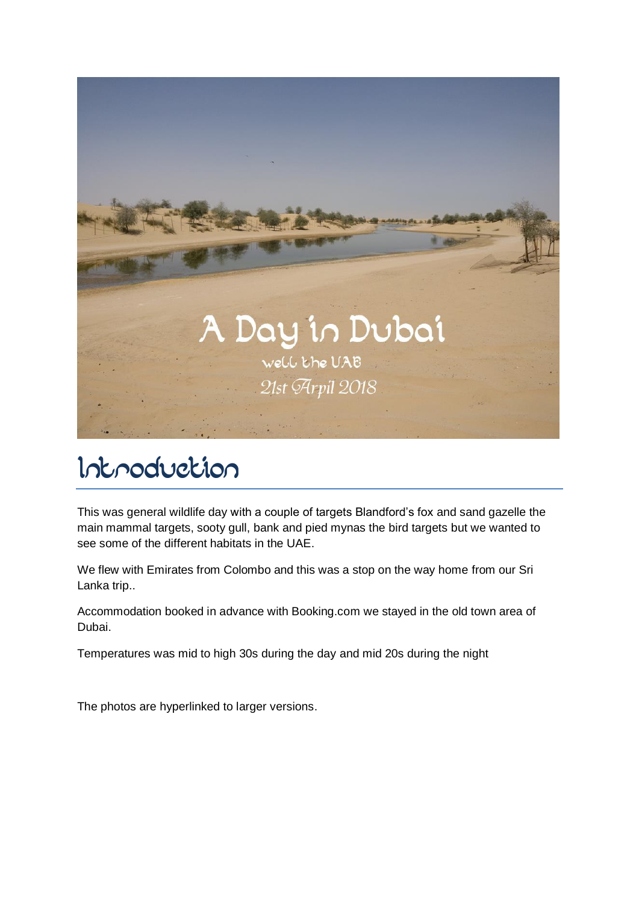# A Day in Dubai

well the UAE

*21st Arpil 2018*

## Introduction

This was general wildlife day with a couple of targets Blandford's fox and sand gazelle the main mammal targets, sooty gull, bank and pied mynas the bird targets but we wanted to see some of the different habitats in the UAE.

We flew with Emirates from Colombo and this was a stop on the way home from our Sri Lanka trip..

Accommodation booked in advance with Booking.com we stayed in the old town area of Dubai.

Temperatures was mid to high 30s during the day and mid 20s during the night

The photos are hyperlinked to larger versions.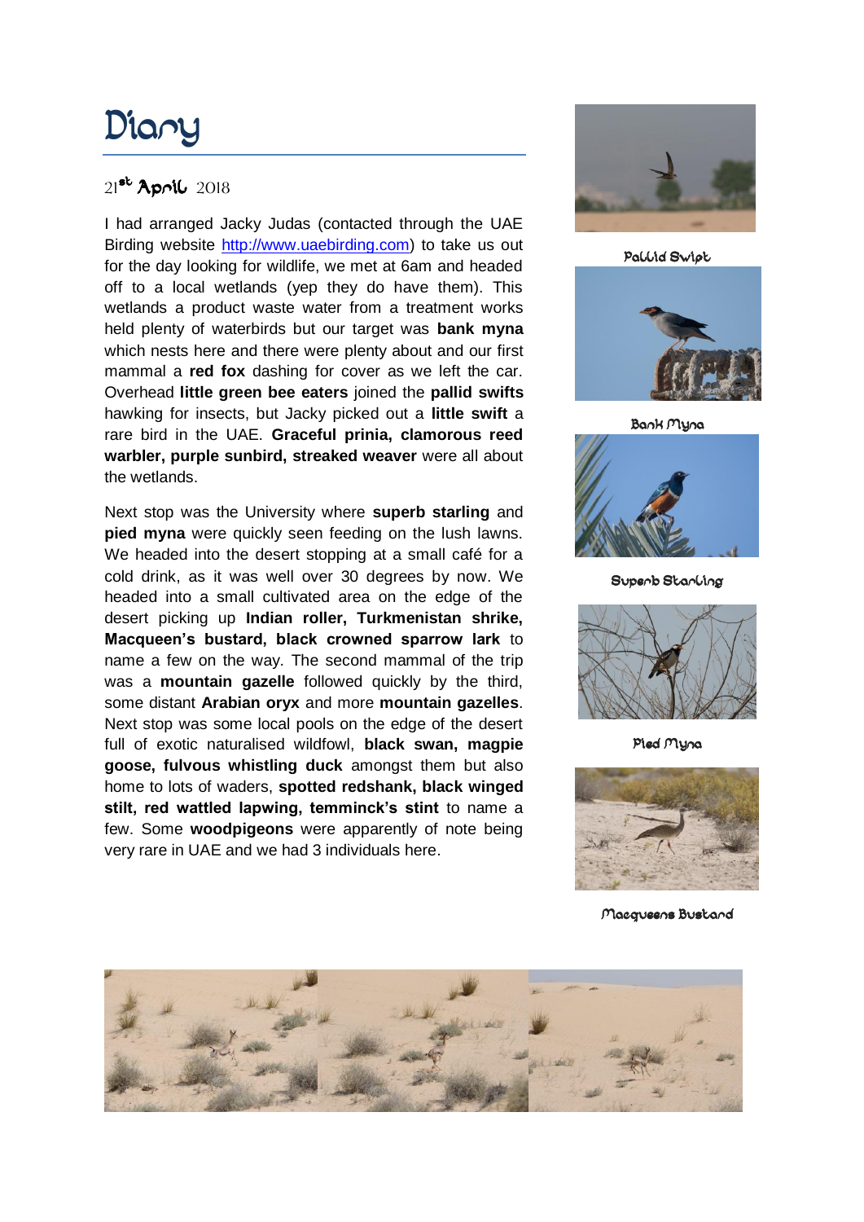# Diary

## 21st April 2018

I had arranged Jacky Judas (contacted through the UAE Birding website [http://www.uaebirding.com](http://www.uaebirding.com)) to take us out for the day looking for wildlife, we met at 6am and headed off to a local wetlands (yep they do have them). This wetlands a product waste water from a treatment works held plenty of waterbirds but our target was **bank myna** which nests here and there were plenty about and our first mammal a **red fox** dashing for cover as we left the car. Overhead **little green bee eaters** joined the **pallid swifts** hawking for insects, but Jacky picked out a **little swift** a rare bird in the UAE. **Graceful prinia, clamorous reed warbler, purple sunbird, streaked weaver** were all about the wetlands.

Next stop was the University where **superb starling** and **pied myna** were quickly seen feeding on the lush lawns. We headed into the desert stopping at a small café for a cold drink, as it was well over 30 degrees by now. We headed into a small cultivated area on the edge of the desert picking up **Indian roller, Turkmenistan shrike, Macqueen's bustard, black crowned sparrow lark** to name a few on the way. The second mammal of the trip was a **mountain gazelle** followed quickly by the third, some distant **Arabian oryx** and more **mountain gazelles**. Next stop was some local pools on the edge of the desert full of exotic naturalised wildfowl, **black swan, magpie goose, fulvous whistling duck** amongst them but also home to lots of waders, **spotted redshank, black winged stilt, red wattled lapwing, temminck's stint** to name a few. Some **woodpigeons** were apparently of note being very rare in UAE and we had 3 individuals here.

Pallid Swift

Bank Myna

Superb Starling

Pied Myna

Macqueens Bustard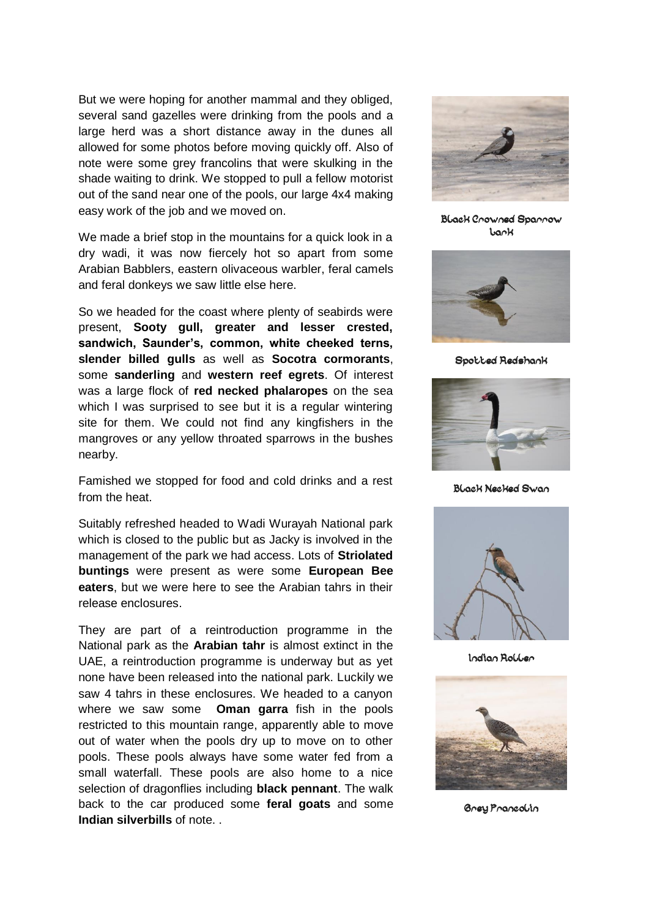But we were hoping for another mammal and they obliged, several sand gazelles were drinking from the pools and a large herd was a short distance away in the dunes all allowed for some photos before moving quickly off. Also of note were some grey francolins that were skulking in the shade waiting to drink. We stopped to pull a fellow motorist out of the sand near one of the pools, our large 4x4 making easy work of the job and we moved on.

We made a brief stop in the mountains for a quick look in a dry wadi, it was now fiercely hot so apart from some Arabian Babblers, eastern olivaceous warbler, feral camels and feral donkeys we saw little else here.

So we headed for the coast where plenty of seabirds were present, **Sooty gull, greater and lesser crested, sandwich, Saunder's, common, white cheeked terns, slender billed gulls** as well as **Socotra cormorants**, some **sanderling** and **western reef egrets**. Of interest was a large flock of **red necked phalaropes** on the sea which I was surprised to see but it is a regular wintering site for them. We could not find any kingfishers in the mangroves or any yellow throated sparrows in the bushes nearby.

Famished we stopped for food and cold drinks and a rest from the heat.

Suitably refreshed headed to Wadi Wurayah National park which is closed to the public but as Jacky is involved in the management of the park we had access. Lots of **Striolated buntings** were present as were some **European Bee eaters**, but we were here to see the Arabian tahrs in their release enclosures.

They are part of a reintroduction programme in the National park as the **Arabian tahr** is almost extinct in the UAE, a reintroduction programme is underway but as yet none have been released into the national park. Luckily we saw 4 tahrs in these enclosures. We headed to a canyon where we saw some **Oman garra** fish in the pools restricted to this mountain range, apparently able to move out of water when the pools dry up to move on to other pools. These pools always have some water fed from a small waterfall. These pools are also home to a nice selection of dragonflies including **black pennant**. The walk back to the car produced some **feral goats** and some **Indian silverbills** of note. .

Black Crowned Sparrow Lark

Spotted Redshank

Black Necked Swan

Indian Roller

Grey Francolin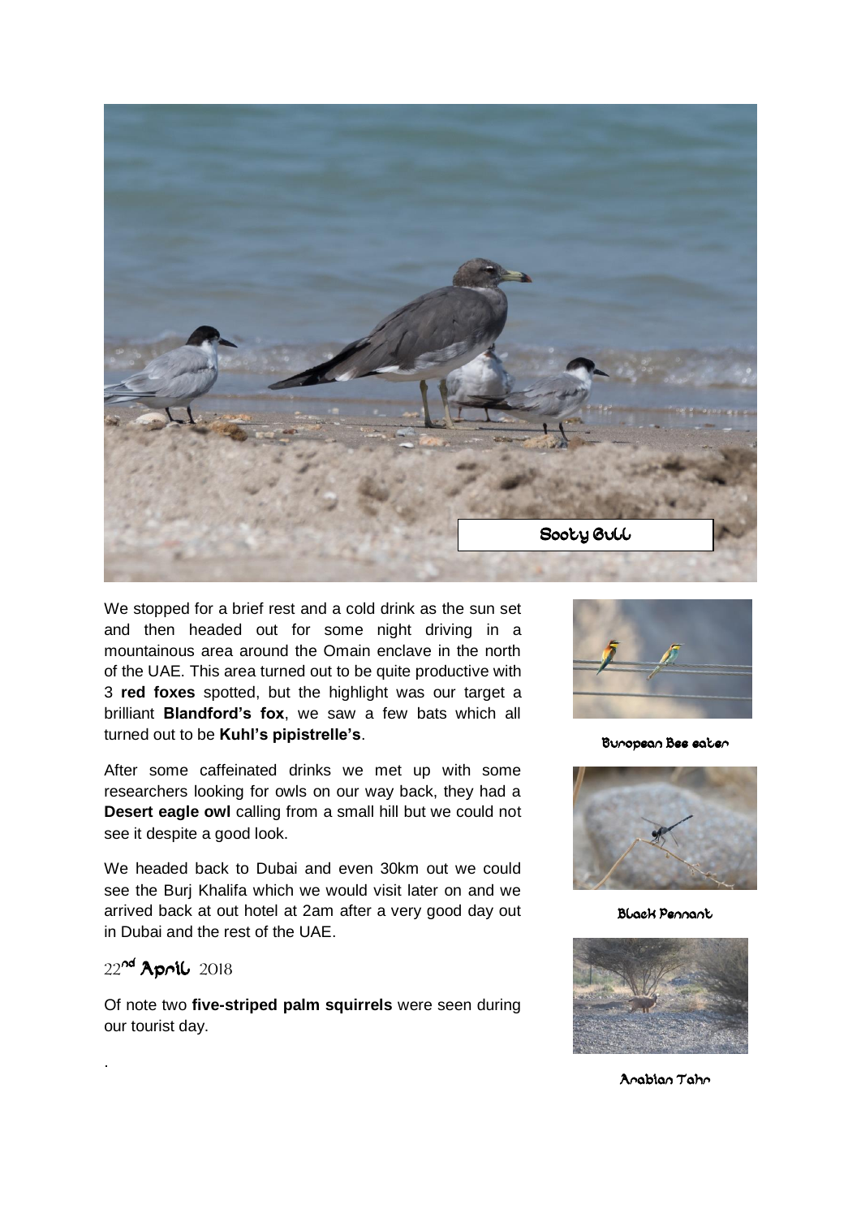Sooty Gull

We stopped for a brief rest and a cold drink as the sun set and then headed out for some night driving in a mountainous area around the Omain enclave in the north of the UAE. This area turned out to be quite productive with 3 **red foxes** spotted, but the highlight was our target a brilliant **Blandford's fox**, we saw a few bats which all turned out to be **Kuhl's pipistrelle's**.

After some caffeinated drinks we met up with some researchers looking for owls on our way back, they had a **Desert eagle owl** calling from a small hill but we could not see it despite a good look.

We headed back to Dubai and even 30km out we could see the Burj Khalifa which we would visit later on and we arrived back at out hotel at 2am after a very good day out in Dubai and the rest of the UAE.

## 22nd April 2018

Of note two **five-striped palm squirrels** were seen during our tourist day.

.

European Bee eater

Black Pennant

Arabian Tahr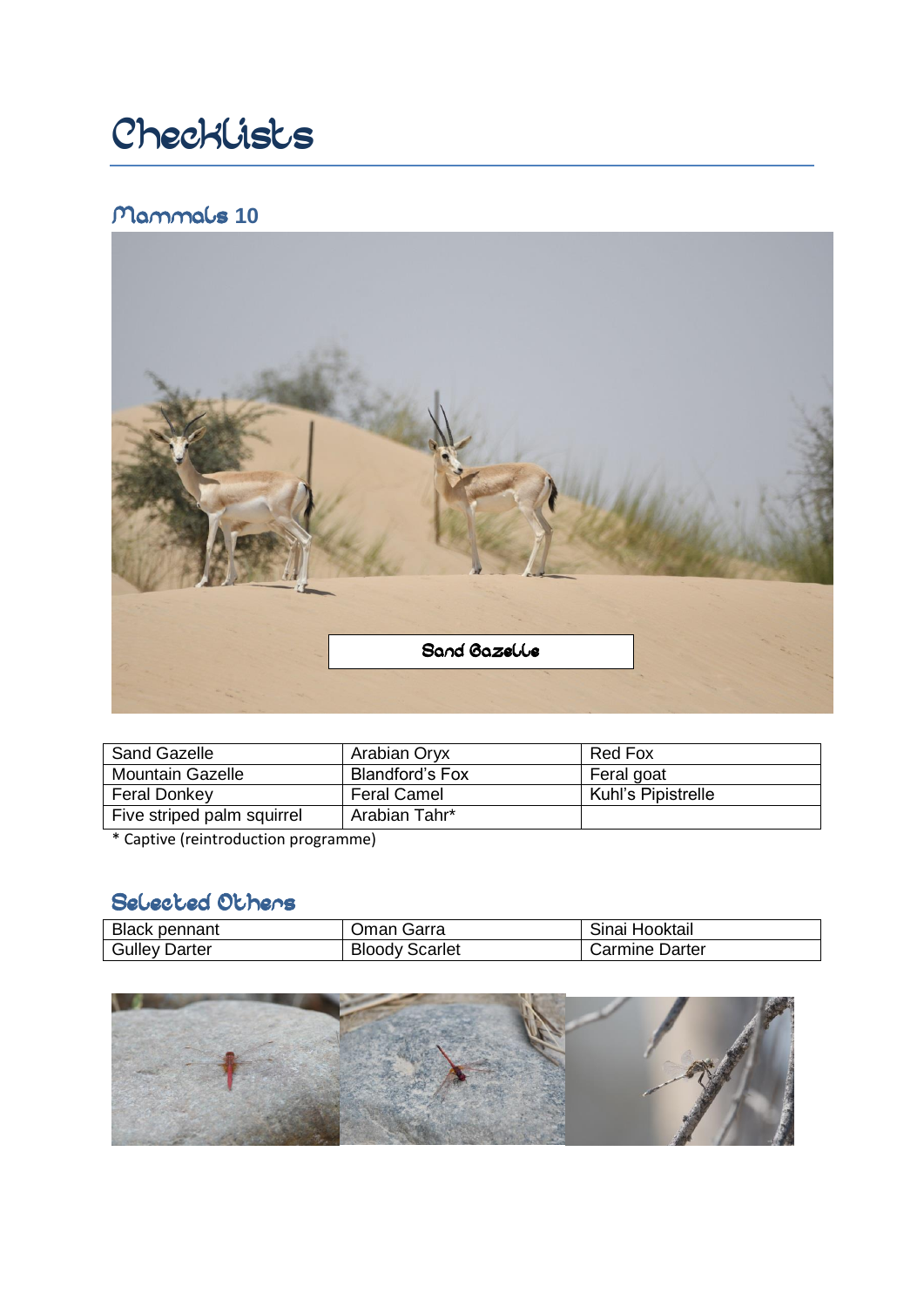# Checklists

## Mammals 10

Sand Gazelle

| Sand Gazelle | Arabian Oryx | Red Fox |
|---|---|---|
| Mountain Gazelle | Blandford's Fox | Feral goat |
| Feral Donkey | Feral Camel | Kuhl's Pipistrelle |
| Five striped palm squirrel | Arabian Tahr* | |

\* Captive (reintroduction programme)

## Selected Others

| Black pennant | Oman Garra | Sinai Hooktail |
|---|---|---|
| Gulley Darter | Bloody Scarlet | Carmine Darter |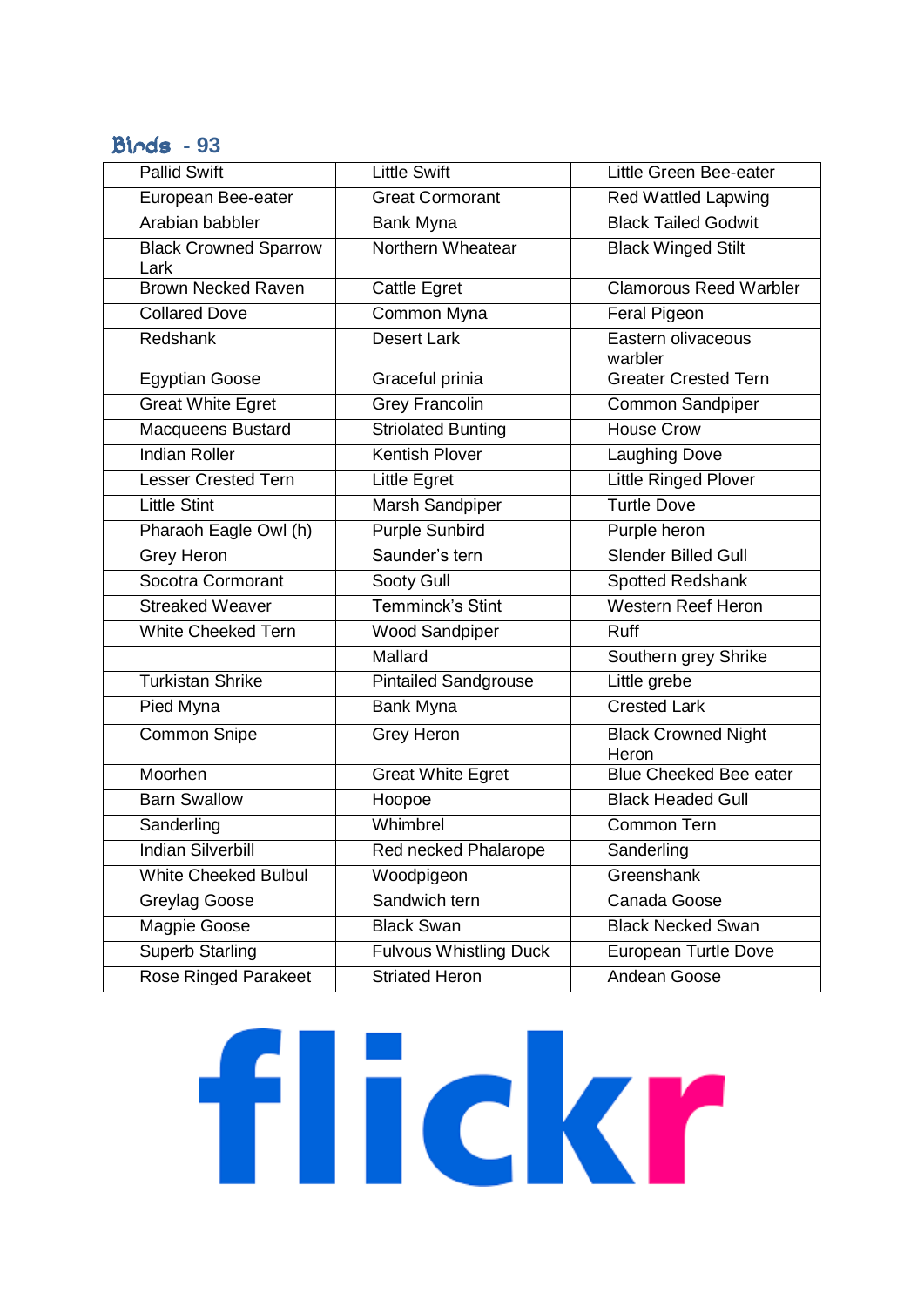## Birds - 93

| | | |
|---|---|---|
| Pallid Swift | Little Swift | Little Green Bee-eater |
| European Bee-eater | Great Cormorant | Red Wattled Lapwing |
| Arabian babbler | Bank Myna | Black Tailed Godwit |
| Black Crowned Sparrow Lark | Northern Wheatear | Black Winged Stilt |
| Brown Necked Raven | Cattle Egret | Clamorous Reed Warbler |
| Collared Dove | Common Myna | Feral Pigeon |
| Redshank | Desert Lark | Eastern olivaceous warbler |
| Egyptian Goose | Graceful prinia | Greater Crested Tern |
| Great White Egret | Grey Francolin | Common Sandpiper |
| Macqueens Bustard | Striolated Bunting | House Crow |
| Indian Roller | Kentish Plover | Laughing Dove |
| Lesser Crested Tern | Little Egret | Little Ringed Plover |
| Little Stint | Marsh Sandpiper | Turtle Dove |
| Pharaoh Eagle Owl (h) | Purple Sunbird | Purple heron |
| Grey Heron | Saunder's tern | Slender Billed Gull |
| Socotra Cormorant | Sooty Gull | Spotted Redshank |
| Streaked Weaver | Temminck's Stint | Western Reef Heron |
| White Cheeked Tern | Wood Sandpiper | Ruff |
| | Mallard | Southern grey Shrike |
| Turkistan Shrike | Pintailed Sandgrouse | Little grebe |
| Pied Myna | Bank Myna | Crested Lark |
| Common Snipe | Grey Heron | Black Crowned Night Heron |
| Moorhen | Great White Egret | Blue Cheeked Bee eater |
| Barn Swallow | Hoopoe | Black Headed Gull |
| Sanderling | Whimbrel | Common Tern |
| Indian Silverbill | Red necked Phalarope | Sanderling |
| White Cheeked Bulbul | Woodpigeon | Greenshank |
| Greylag Goose | Sandwich tern | Canada Goose |
| Magpie Goose | Black Swan | Black Necked Swan |
| Superb Starling | Fulvous Whistling Duck | European Turtle Dove |
| Rose Ringed Parakeet | Striated Heron | Andean Goose |

flickr